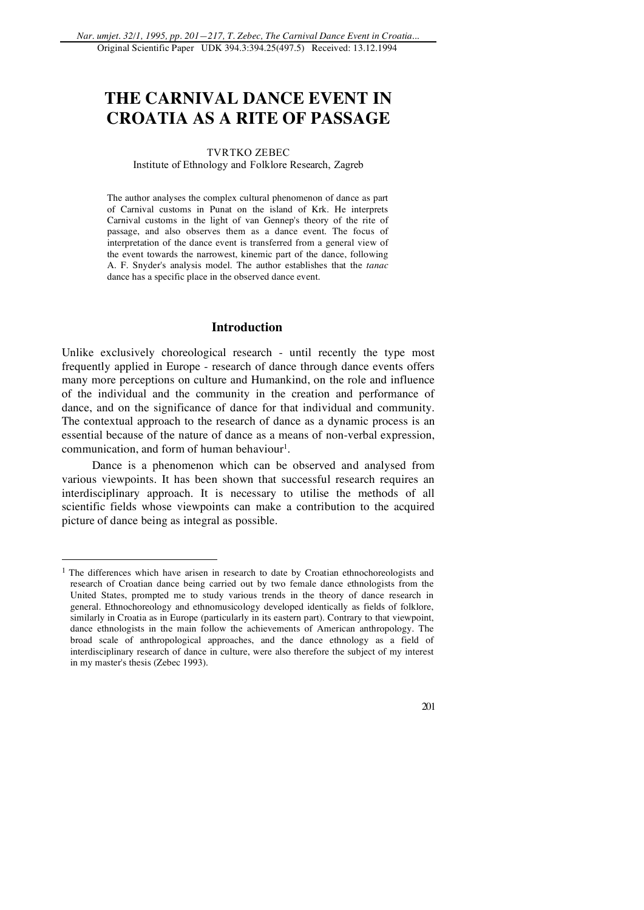Original Scientific Paper UDK 394.3:394.25(497.5) Received: 13.12.1994

# THE CARNIVAL DANCE EVENT IN CROATIA AS A RITE OF PASSAGE

TVRTKO ZEBEC
Institute of Ethnology and Folklore Research, Zagreb

The author analyses the complex cultural phenomenon of dance as part of Carnival customs in Punat on the island of Krk. He interprets Carnival customs in the light of van Gennep's theory of the rite of passage, and also observes them as a dance event. The focus of interpretation of the dance event is transferred from a general view of the event towards the narrowest, kinemic part of the dance, following A. F. Snyder's analysis model. The author establishes that the *tanac* dance has a specific place in the observed dance event.

## Introduction

Unlike exclusively choreological research - until recently the type most frequently applied in Europe - research of dance through dance events offers many more perceptions on culture and Humankind, on the role and influence of the individual and the community in the creation and performance of dance, and on the significance of dance for that individual and community. The contextual approach to the research of dance as a dynamic process is an essential because of the nature of dance as a means of non-verbal expression, communication, and form of human behaviour[1].

Dance is a phenomenon which can be observed and analysed from various viewpoints. It has been shown that successful research requires an interdisciplinary approach. It is necessary to utilise the methods of all scientific fields whose viewpoints can make a contribution to the acquired picture of dance being as integral as possible.

[1] The differences which have arisen in research to date by Croatian ethnochoreologists and research of Croatian dance being carried out by two female dance ethnologists from the United States, prompted me to study various trends in the theory of dance research in general. Ethnochoreology and ethnomusicology developed identically as fields of folklore, similarly in Croatia as in Europe (particularly in its eastern part). Contrary to that viewpoint, dance ethnologists in the main follow the achievements of American anthropology. The broad scale of anthropological approaches, and the dance ethnology as a field of interdisciplinary research of dance in culture, were also therefore the subject of my interest in my master's thesis (Zebec 1993).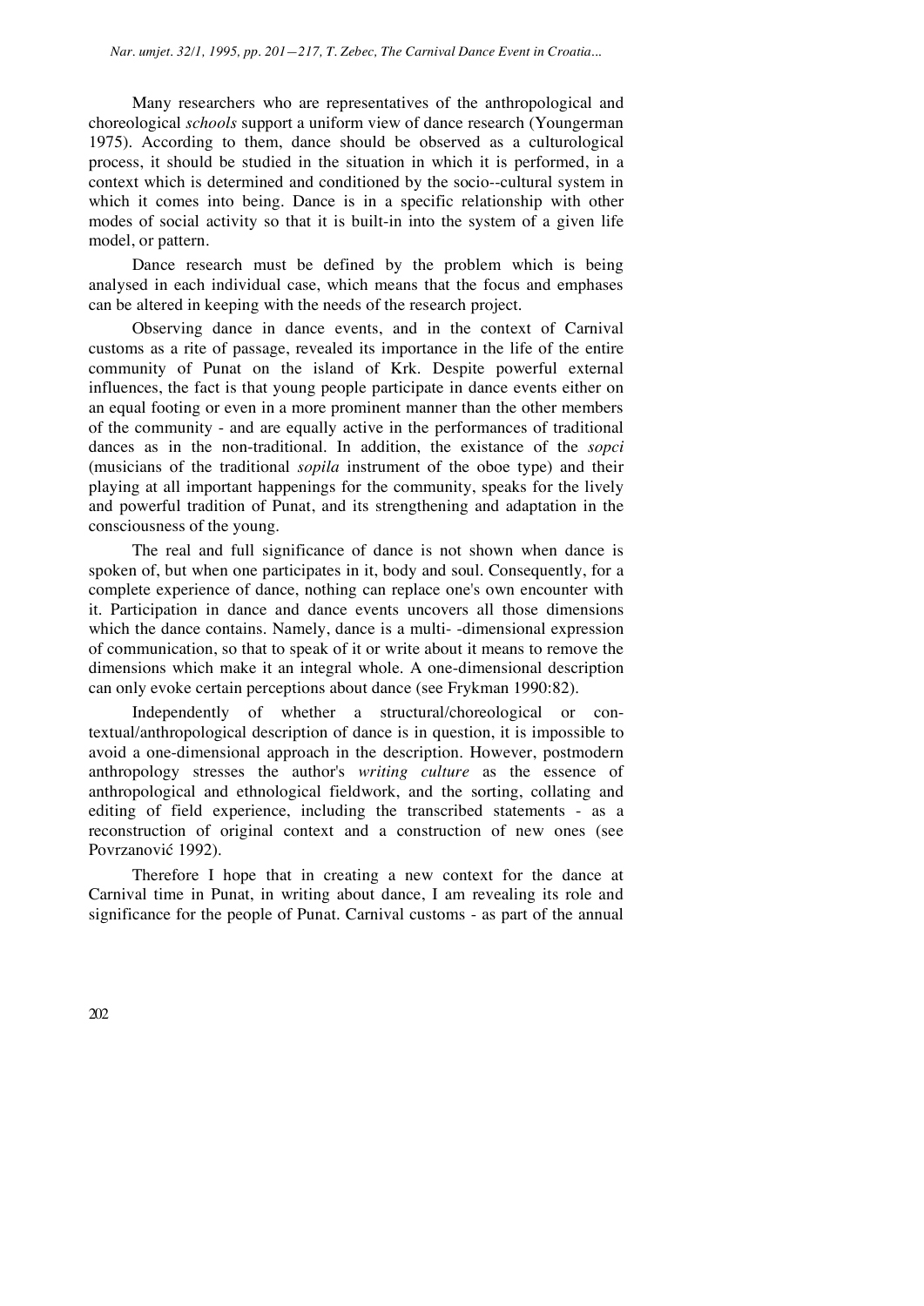Many researchers who are representatives of the anthropological and choreological *schools* support a uniform view of dance research (Youngerman 1975). According to them, dance should be observed as a culturological process, it should be studied in the situation in which it is performed, in a context which is determined and conditioned by the socio--cultural system in which it comes into being. Dance is in a specific relationship with other modes of social activity so that it is built-in into the system of a given life model, or pattern.

Dance research must be defined by the problem which is being analysed in each individual case, which means that the focus and emphases can be altered in keeping with the needs of the research project.

Observing dance in dance events, and in the context of Carnival customs as a rite of passage, revealed its importance in the life of the entire community of Punat on the island of Krk. Despite powerful external influences, the fact is that young people participate in dance events either on an equal footing or even in a more prominent manner than the other members of the community - and are equally active in the performances of traditional dances as in the non-traditional. In addition, the existance of the *sopci* (musicians of the traditional *sopila* instrument of the oboe type) and their playing at all important happenings for the community, speaks for the lively and powerful tradition of Punat, and its strengthening and adaptation in the consciousness of the young.

The real and full significance of dance is not shown when dance is spoken of, but when one participates in it, body and soul. Consequently, for a complete experience of dance, nothing can replace one's own encounter with it. Participation in dance and dance events uncovers all those dimensions which the dance contains. Namely, dance is a multi- -dimensional expression of communication, so that to speak of it or write about it means to remove the dimensions which make it an integral whole. A one-dimensional description can only evoke certain perceptions about dance (see Frykman 1990:82).

Independently of whether a structural/choreological or contextual/anthropological description of dance is in question, it is impossible to avoid a one-dimensional approach in the description. However, postmodern anthropology stresses the author's *writing culture* as the essence of anthropological and ethnological fieldwork, and the sorting, collating and editing of field experience, including the transcribed statements - as a reconstruction of original context and a construction of new ones (see Povrzanović 1992).

Therefore I hope that in creating a new context for the dance at Carnival time in Punat, in writing about dance, I am revealing its role and significance for the people of Punat. Carnival customs - as part of the annual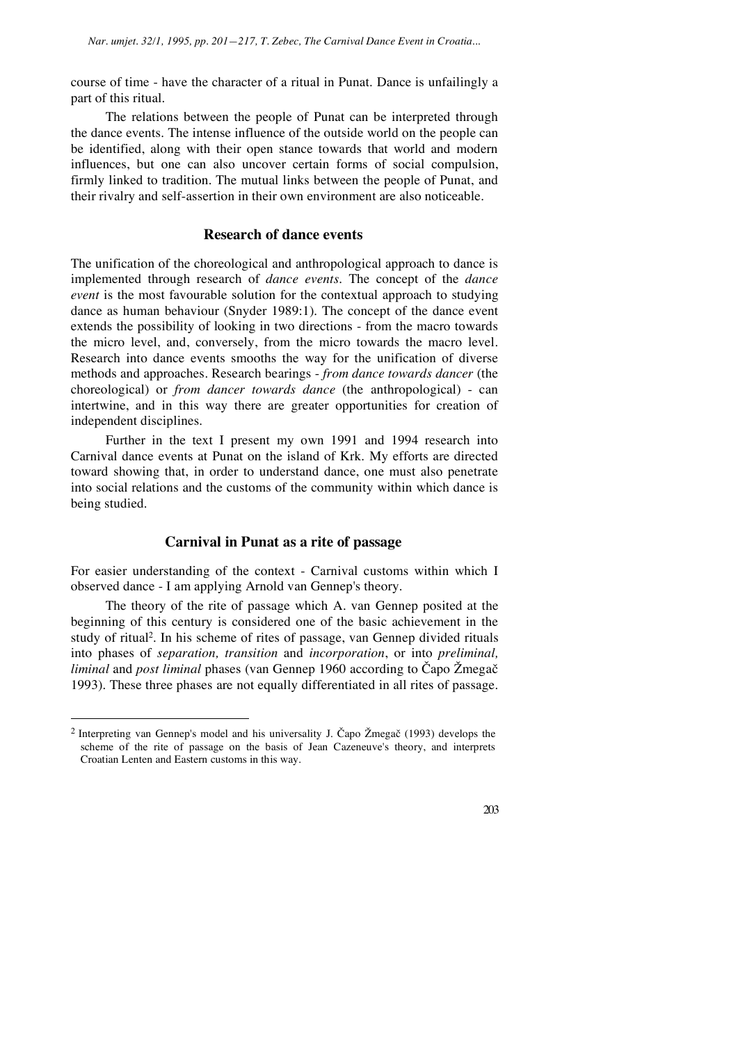course of time - have the character of a ritual in Punat. Dance is unfailingly a part of this ritual.

The relations between the people of Punat can be interpreted through the dance events. The intense influence of the outside world on the people can be identified, along with their open stance towards that world and modern influences, but one can also uncover certain forms of social compulsion, firmly linked to tradition. The mutual links between the people of Punat, and their rivalry and self-assertion in their own environment are also noticeable.

## Research of dance events

The unification of the choreological and anthropological approach to dance is implemented through research of *dance events*. The concept of the *dance event* is the most favourable solution for the contextual approach to studying dance as human behaviour (Snyder 1989:1). The concept of the dance event extends the possibility of looking in two directions - from the macro towards the micro level, and, conversely, from the micro towards the macro level. Research into dance events smooths the way for the unification of diverse methods and approaches. Research bearings - *from dance towards dancer* (the choreological) or *from dancer towards dance* (the anthropological) - can intertwine, and in this way there are greater opportunities for creation of independent disciplines.

Further in the text I present my own 1991 and 1994 research into Carnival dance events at Punat on the island of Krk. My efforts are directed toward showing that, in order to understand dance, one must also penetrate into social relations and the customs of the community within which dance is being studied.

## Carnival in Punat as a rite of passage

For easier understanding of the context - Carnival customs within which I observed dance - I am applying Arnold van Gennep's theory.

The theory of the rite of passage which A. van Gennep posited at the beginning of this century is considered one of the basic achievement in the study of ritual[2]. In his scheme of rites of passage, van Gennep divided rituals into phases of *separation, transition* and *incorporation*, or into *preliminal, liminal* and *post liminal* phases (van Gennep 1960 according to Čapo Žmegač 1993). These three phases are not equally differentiated in all rites of passage.

---

[2] Interpreting van Gennep's model and his universality J. Čapo Žmegač (1993) develops the scheme of the rite of passage on the basis of Jean Cazeneuve's theory, and interprets Croatian Lenten and Eastern customs in this way.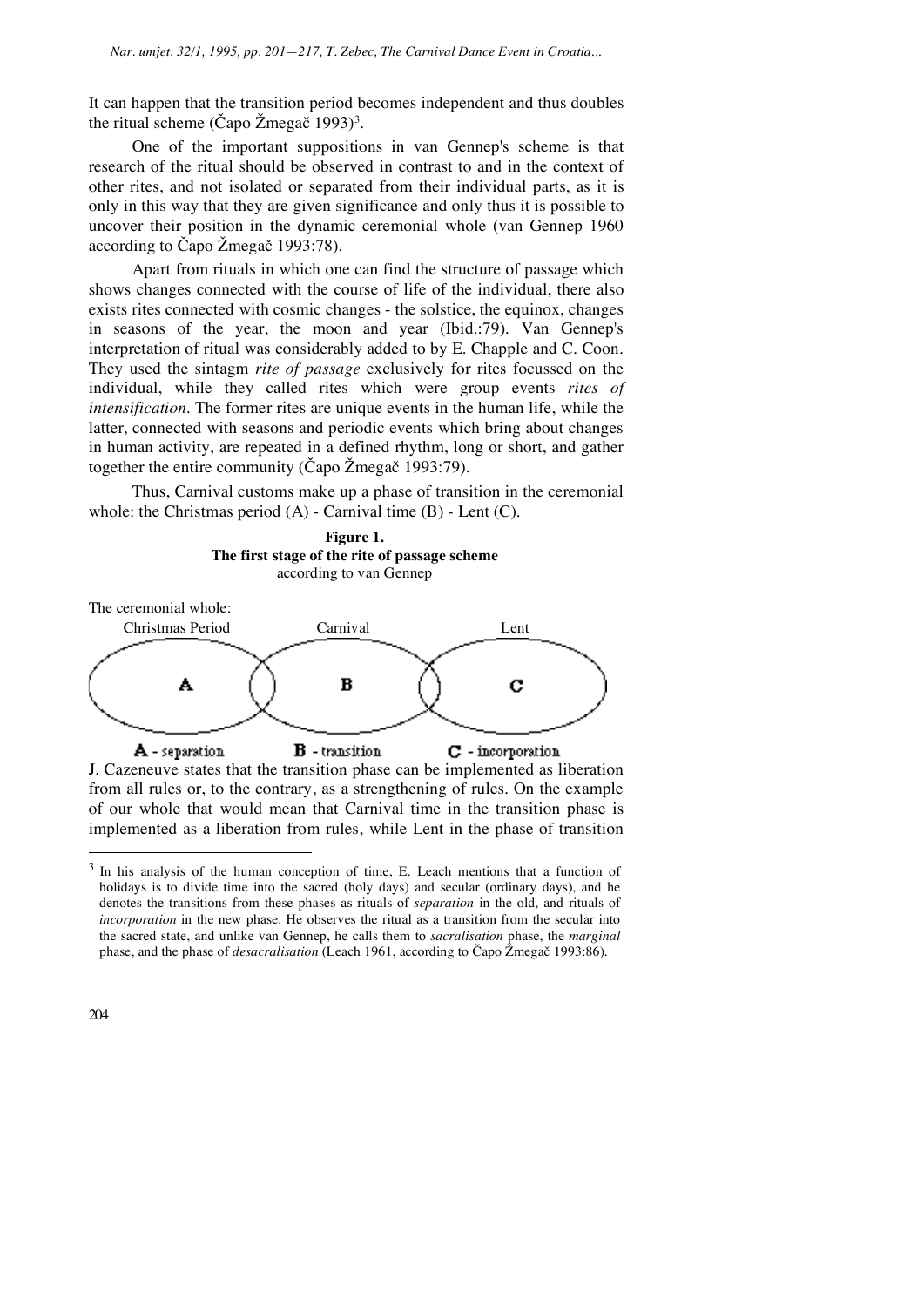It can happen that the transition period becomes independent and thus doubles the ritual scheme (Čapo Žmegač 1993)[3].

One of the important suppositions in van Gennep's scheme is that research of the ritual should be observed in contrast to and in the context of other rites, and not isolated or separated from their individual parts, as it is only in this way that they are given significance and only thus it is possible to uncover their position in the dynamic ceremonial whole (van Gennep 1960 according to Čapo Žmegač 1993:78).

Apart from rituals in which one can find the structure of passage which shows changes connected with the course of life of the individual, there also exists rites connected with cosmic changes - the solstice, the equinox, changes in seasons of the year, the moon and year (Ibid.:79). Van Gennep's interpretation of ritual was considerably added to by E. Chapple and C. Coon. They used the sintagm *rite of passage* exclusively for rites focussed on the individual, while they called rites which were group events *rites of intensification*. The former rites are unique events in the human life, while the latter, connected with seasons and periodic events which bring about changes in human activity, are repeated in a defined rhythm, long or short, and gather together the entire community (Čapo Žmegač 1993:79).

Thus, Carnival customs make up a phase of transition in the ceremonial whole: the Christmas period (A) - Carnival time (B) - Lent (C).

**Figure 1.**
**The first stage of the rite of passage scheme**
according to van Gennep

The ceremonial whole:

Christmas Period — Carnival — Lent

A — B — C

**A** - separation **B** - transition **C** - incorporation

J. Cazeneuve states that the transition phase can be implemented as liberation from all rules or, to the contrary, as a strengthening of rules. On the example of our whole that would mean that Carnival time in the transition phase is implemented as a liberation from rules, while Lent in the phase of transition

---

[3] In his analysis of the human conception of time, E. Leach mentions that a function of holidays is to divide time into the sacred (holy days) and secular (ordinary days), and he denotes the transitions from these phases as rituals of *separation* in the old, and rituals of *incorporation* in the new phase. He observes the ritual as a transition from the secular into the sacred state, and unlike van Gennep, he calls them to *sacralisation* phase, the *marginal* phase, and the phase of *desacralisation* (Leach 1961, according to Čapo Žmegač 1993:86).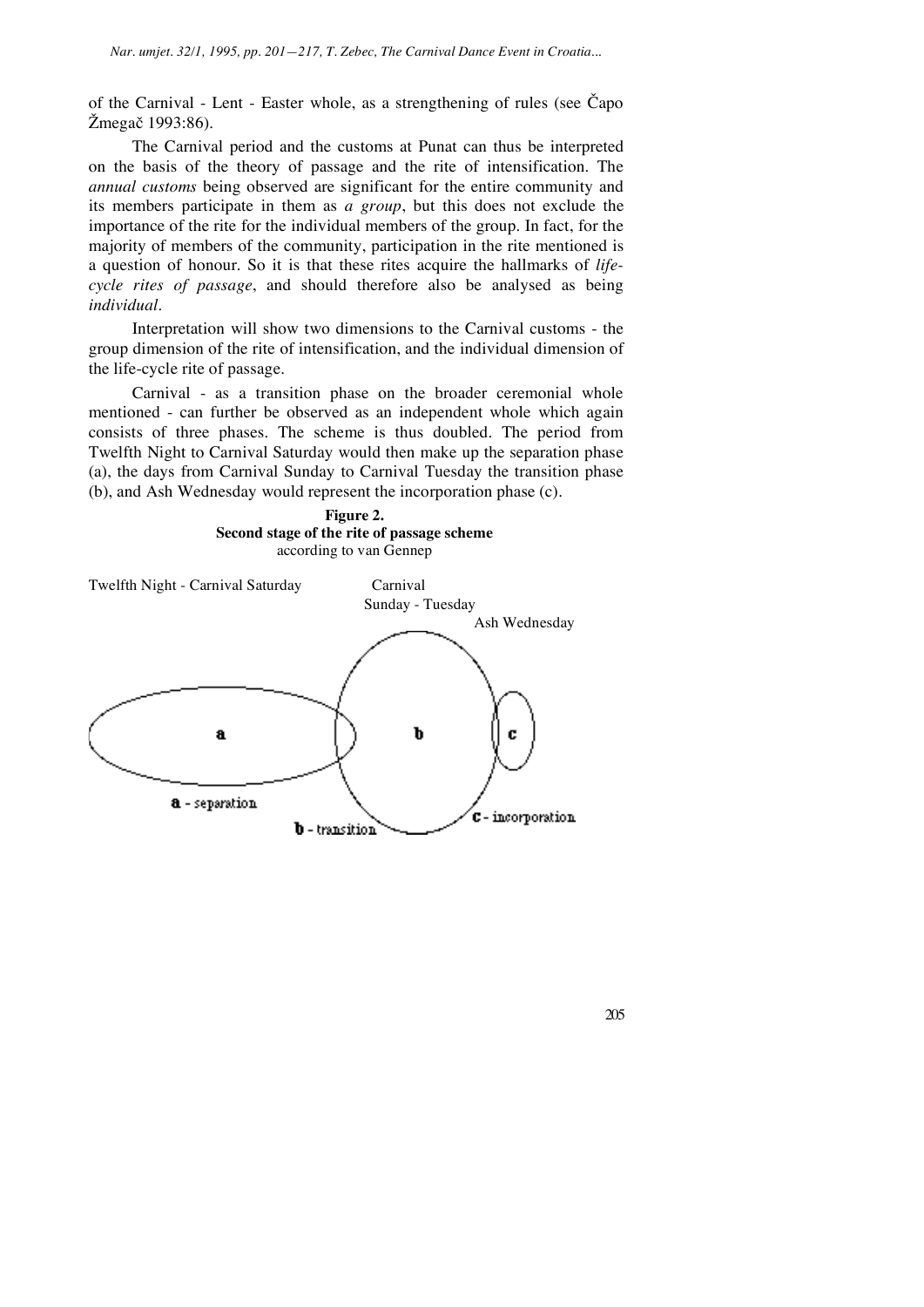of the Carnival - Lent - Easter whole, as a strengthening of rules (see Čapo Žmegač 1993:86).

The Carnival period and the customs at Punat can thus be interpreted on the basis of the theory of passage and the rite of intensification. The *annual customs* being observed are significant for the entire community and its members participate in them as *a group*, but this does not exclude the importance of the rite for the individual members of the group. In fact, for the majority of members of the community, participation in the rite mentioned is a question of honour. So it is that these rites acquire the hallmarks of *life-cycle rites of passage*, and should therefore also be analysed as being *individual*.

Interpretation will show two dimensions to the Carnival customs - the group dimension of the rite of intensification, and the individual dimension of the life-cycle rite of passage.

Carnival - as a transition phase on the broader ceremonial whole mentioned - can further be observed as an independent whole which again consists of three phases. The scheme is thus doubled. The period from Twelfth Night to Carnival Saturday would then make up the separation phase (a), the days from Carnival Sunday to Carnival Tuesday the transition phase (b), and Ash Wednesday would represent the incorporation phase (c).

**Figure 2.**
**Second stage of the rite of passage scheme**
according to van Gennep

Twelfth Night - Carnival Saturday — Carnival Sunday - Tuesday — Ash Wednesday

a - separation
b - transition
c - incorporation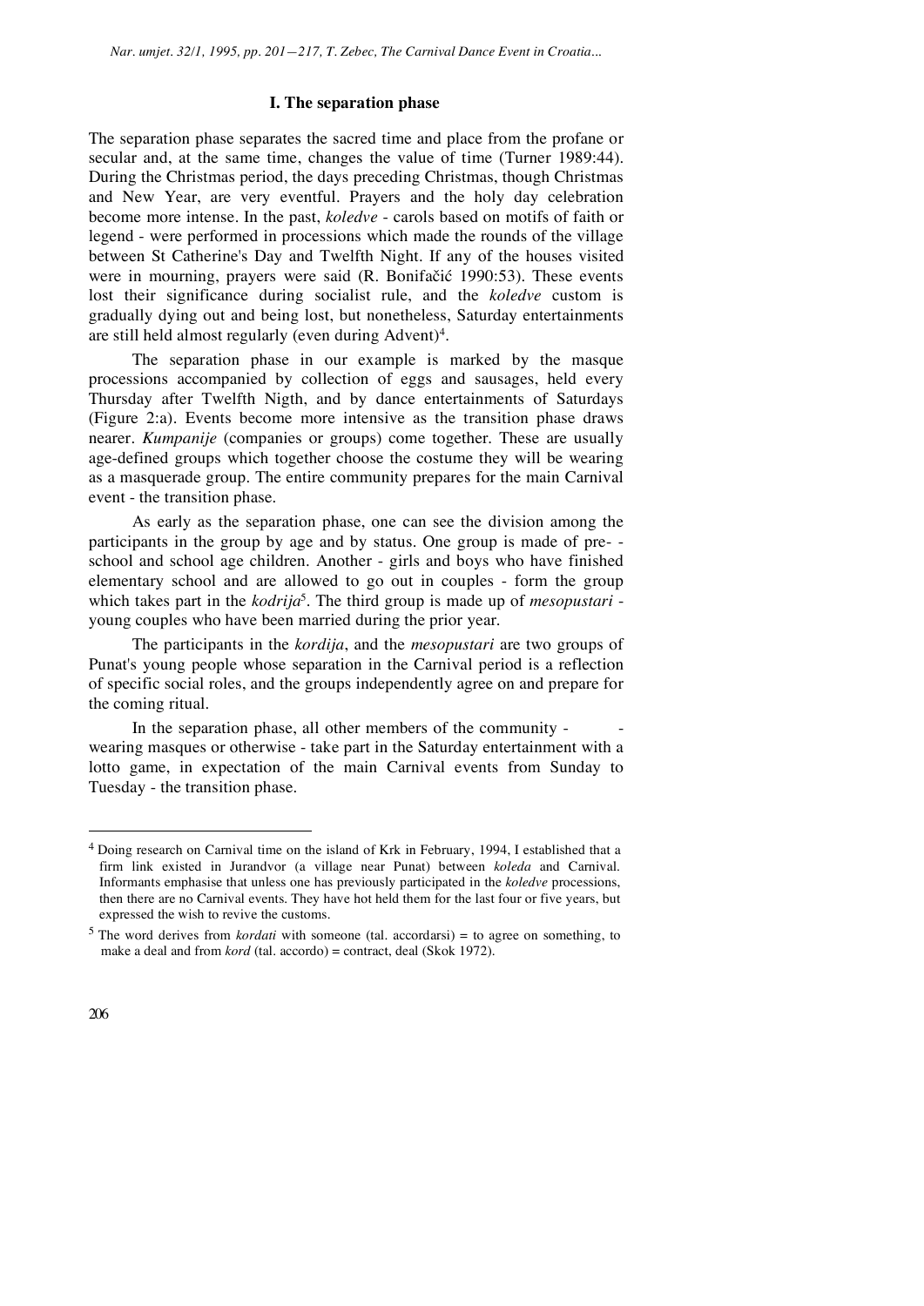### I. The separation phase

The separation phase separates the sacred time and place from the profane or secular and, at the same time, changes the value of time (Turner 1989:44). During the Christmas period, the days preceding Christmas, though Christmas and New Year, are very eventful. Prayers and the holy day celebration become more intense. In the past, *koledve* - carols based on motifs of faith or legend - were performed in processions which made the rounds of the village between St Catherine's Day and Twelfth Night. If any of the houses visited were in mourning, prayers were said (R. Bonifačić 1990:53). These events lost their significance during socialist rule, and the *koledve* custom is gradually dying out and being lost, but nonetheless, Saturday entertainments are still held almost regularly (even during Advent)[4].

The separation phase in our example is marked by the masque processions accompanied by collection of eggs and sausages, held every Thursday after Twelfth Nigth, and by dance entertainments of Saturdays (Figure 2:a). Events become more intensive as the transition phase draws nearer. *Kumpanije* (companies or groups) come together. These are usually age-defined groups which together choose the costume they will be wearing as a masquerade group. The entire community prepares for the main Carnival event - the transition phase.

As early as the separation phase, one can see the division among the participants in the group by age and by status. One group is made of pre- - school and school age children. Another - girls and boys who have finished elementary school and are allowed to go out in couples - form the group which takes part in the *kodrija*[5]. The third group is made up of *mesopustari* - young couples who have been married during the prior year.

The participants in the *kordija*, and the *mesopustari* are two groups of Punat's young people whose separation in the Carnival period is a reflection of specific social roles, and the groups independently agree on and prepare for the coming ritual.

In the separation phase, all other members of the community - - wearing masques or otherwise - take part in the Saturday entertainment with a lotto game, in expectation of the main Carnival events from Sunday to Tuesday - the transition phase.

---

[4] Doing research on Carnival time on the island of Krk in February, 1994, I established that a firm link existed in Jurandvor (a village near Punat) between *koleda* and Carnival. Informants emphasise that unless one has previously participated in the *koledve* processions, then there are no Carnival events. They have hot held them for the last four or five years, but expressed the wish to revive the customs.

[5] The word derives from *kordati* with someone (tal. accordarsi) = to agree on something, to make a deal and from *kord* (tal. accordo) = contract, deal (Skok 1972).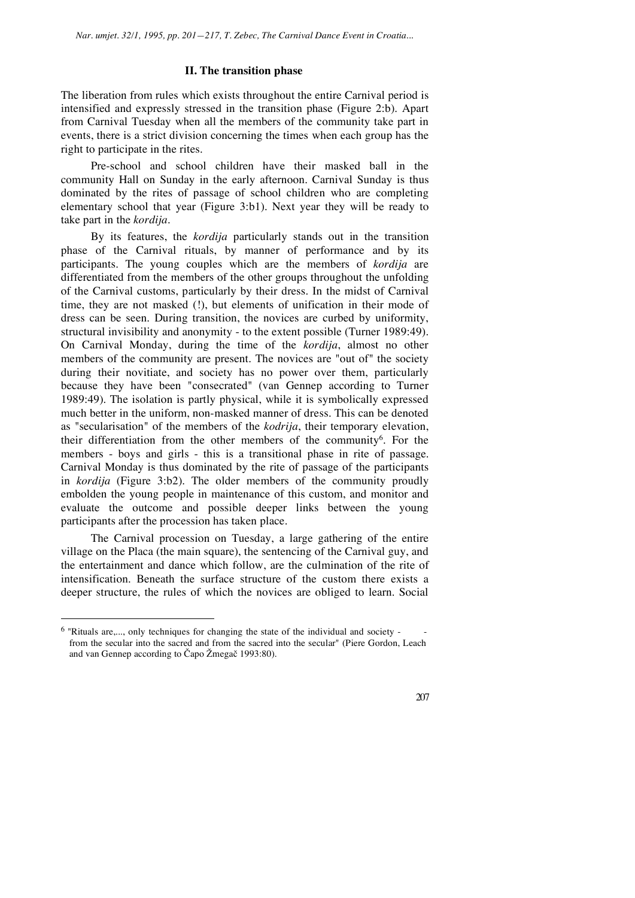## II. The transition phase

The liberation from rules which exists throughout the entire Carnival period is intensified and expressly stressed in the transition phase (Figure 2:b). Apart from Carnival Tuesday when all the members of the community take part in events, there is a strict division concerning the times when each group has the right to participate in the rites.

Pre-school and school children have their masked ball in the community Hall on Sunday in the early afternoon. Carnival Sunday is thus dominated by the rites of passage of school children who are completing elementary school that year (Figure 3:b1). Next year they will be ready to take part in the *kordija*.

By its features, the *kordija* particularly stands out in the transition phase of the Carnival rituals, by manner of performance and by its participants. The young couples which are the members of *kordija* are differentiated from the members of the other groups throughout the unfolding of the Carnival customs, particularly by their dress. In the midst of Carnival time, they are not masked (!), but elements of unification in their mode of dress can be seen. During transition, the novices are curbed by uniformity, structural invisibility and anonymity - to the extent possible (Turner 1989:49). On Carnival Monday, during the time of the *kordija*, almost no other members of the community are present. The novices are "out of" the society during their novitiate, and society has no power over them, particularly because they have been "consecrated" (van Gennep according to Turner 1989:49). The isolation is partly physical, while it is symbolically expressed much better in the uniform, non-masked manner of dress. This can be denoted as "secularisation" of the members of the *kodrija*, their temporary elevation, their differentiation from the other members of the community[6]. For the members - boys and girls - this is a transitional phase in rite of passage. Carnival Monday is thus dominated by the rite of passage of the participants in *kordija* (Figure 3:b2). The older members of the community proudly embolden the young people in maintenance of this custom, and monitor and evaluate the outcome and possible deeper links between the young participants after the procession has taken place.

The Carnival procession on Tuesday, a large gathering of the entire village on the Placa (the main square), the sentencing of the Carnival guy, and the entertainment and dance which follow, are the culmination of the rite of intensification. Beneath the surface structure of the custom there exists a deeper structure, the rules of which the novices are obliged to learn. Social

---

[6] "Rituals are,..., only techniques for changing the state of the individual and society - - from the secular into the sacred and from the sacred into the secular" (Piere Gordon, Leach and van Gennep according to Čapo Žmegač 1993:80).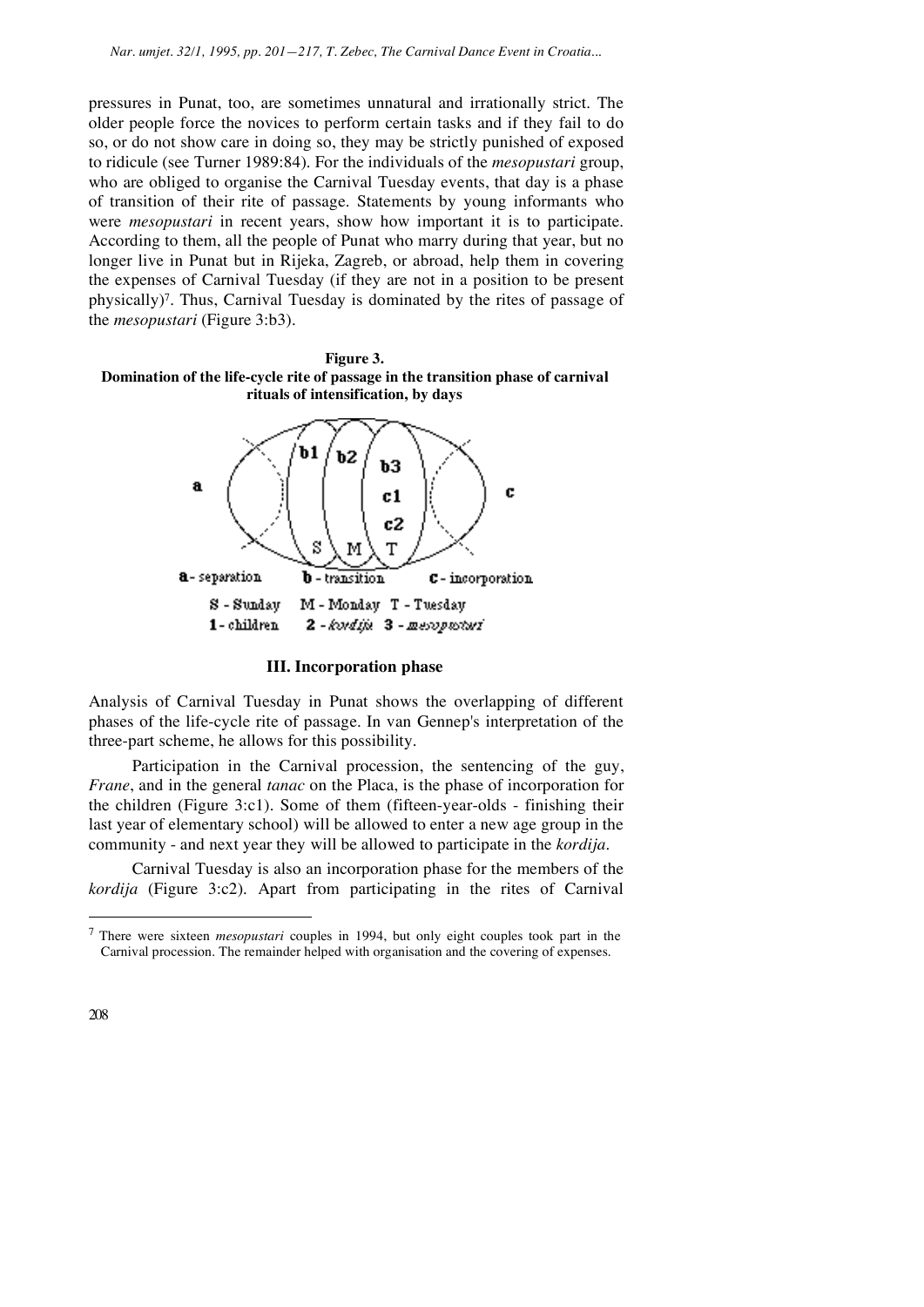pressures in Punat, too, are sometimes unnatural and irrationally strict. The older people force the novices to perform certain tasks and if they fail to do so, or do not show care in doing so, they may be strictly punished of exposed to ridicule (see Turner 1989:84). For the individuals of the *mesopustari* group, who are obliged to organise the Carnival Tuesday events, that day is a phase of transition of their rite of passage. Statements by young informants who were *mesopustari* in recent years, show how important it is to participate. According to them, all the people of Punat who marry during that year, but no longer live in Punat but in Rijeka, Zagreb, or abroad, help them in covering the expenses of Carnival Tuesday (if they are not in a position to be present physically)[7]. Thus, Carnival Tuesday is dominated by the rites of passage of the *mesopustari* (Figure 3:b3).

**Figure 3.**
**Domination of the life-cycle rite of passage in the transition phase of carnival rituals of intensification, by days**

a - separation　b - transition　c - incorporation

S - Sunday　M - Monday　T - Tuesday

1 - children　2 - *kordija*　3 - *mesopustari*

### III. Incorporation phase

Analysis of Carnival Tuesday in Punat shows the overlapping of different phases of the life-cycle rite of passage. In van Gennep's interpretation of the three-part scheme, he allows for this possibility.

Participation in the Carnival procession, the sentencing of the guy, *Frane*, and in the general *tanac* on the Placa, is the phase of incorporation for the children (Figure 3:c1). Some of them (fifteen-year-olds - finishing their last year of elementary school) will be allowed to enter a new age group in the community - and next year they will be allowed to participate in the *kordija*.

Carnival Tuesday is also an incorporation phase for the members of the *kordija* (Figure 3:c2). Apart from participating in the rites of Carnival

[7] There were sixteen *mesopustari* couples in 1994, but only eight couples took part in the Carnival procession. The remainder helped with organisation and the covering of expenses.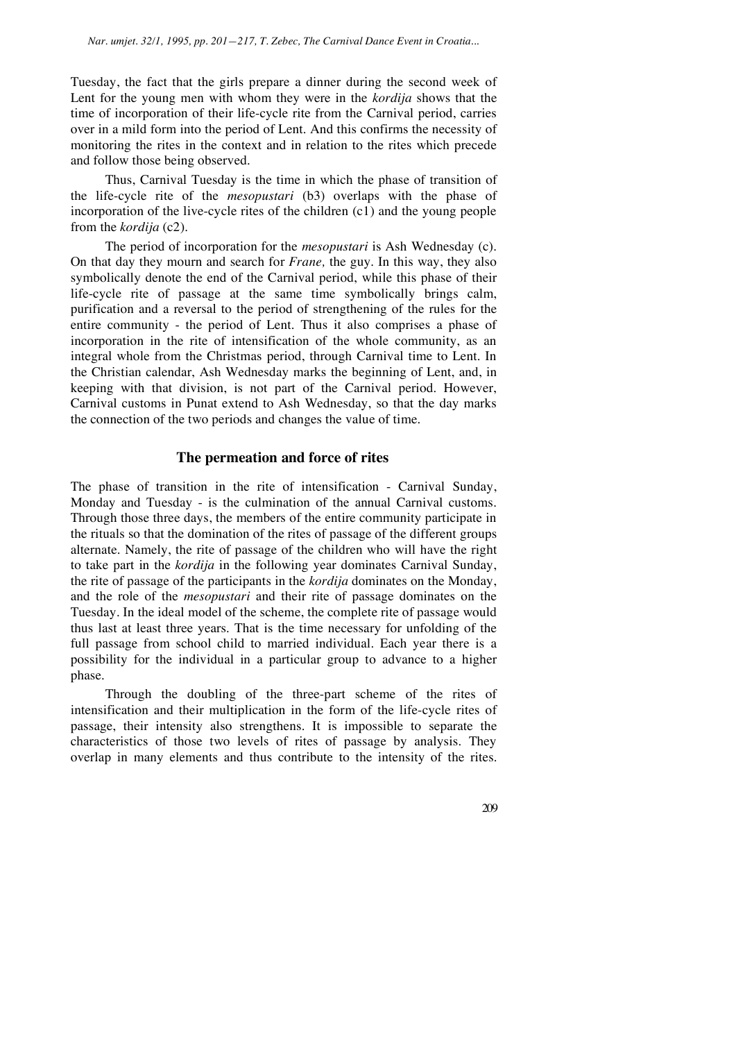Tuesday, the fact that the girls prepare a dinner during the second week of Lent for the young men with whom they were in the *kordija* shows that the time of incorporation of their life-cycle rite from the Carnival period, carries over in a mild form into the period of Lent. And this confirms the necessity of monitoring the rites in the context and in relation to the rites which precede and follow those being observed.

Thus, Carnival Tuesday is the time in which the phase of transition of the life-cycle rite of the *mesopustari* (b3) overlaps with the phase of incorporation of the live-cycle rites of the children (c1) and the young people from the *kordija* (c2).

The period of incorporation for the *mesopustari* is Ash Wednesday (c). On that day they mourn and search for *Frane,* the guy. In this way, they also symbolically denote the end of the Carnival period, while this phase of their life-cycle rite of passage at the same time symbolically brings calm, purification and a reversal to the period of strengthening of the rules for the entire community - the period of Lent. Thus it also comprises a phase of incorporation in the rite of intensification of the whole community, as an integral whole from the Christmas period, through Carnival time to Lent. In the Christian calendar, Ash Wednesday marks the beginning of Lent, and, in keeping with that division, is not part of the Carnival period. However, Carnival customs in Punat extend to Ash Wednesday, so that the day marks the connection of the two periods and changes the value of time.

## The permeation and force of rites

The phase of transition in the rite of intensification - Carnival Sunday, Monday and Tuesday - is the culmination of the annual Carnival customs. Through those three days, the members of the entire community participate in the rituals so that the domination of the rites of passage of the different groups alternate. Namely, the rite of passage of the children who will have the right to take part in the *kordija* in the following year dominates Carnival Sunday, the rite of passage of the participants in the *kordija* dominates on the Monday, and the role of the *mesopustari* and their rite of passage dominates on the Tuesday. In the ideal model of the scheme, the complete rite of passage would thus last at least three years. That is the time necessary for unfolding of the full passage from school child to married individual. Each year there is a possibility for the individual in a particular group to advance to a higher phase.

Through the doubling of the three-part scheme of the rites of intensification and their multiplication in the form of the life-cycle rites of passage, their intensity also strengthens. It is impossible to separate the characteristics of those two levels of rites of passage by analysis. They overlap in many elements and thus contribute to the intensity of the rites.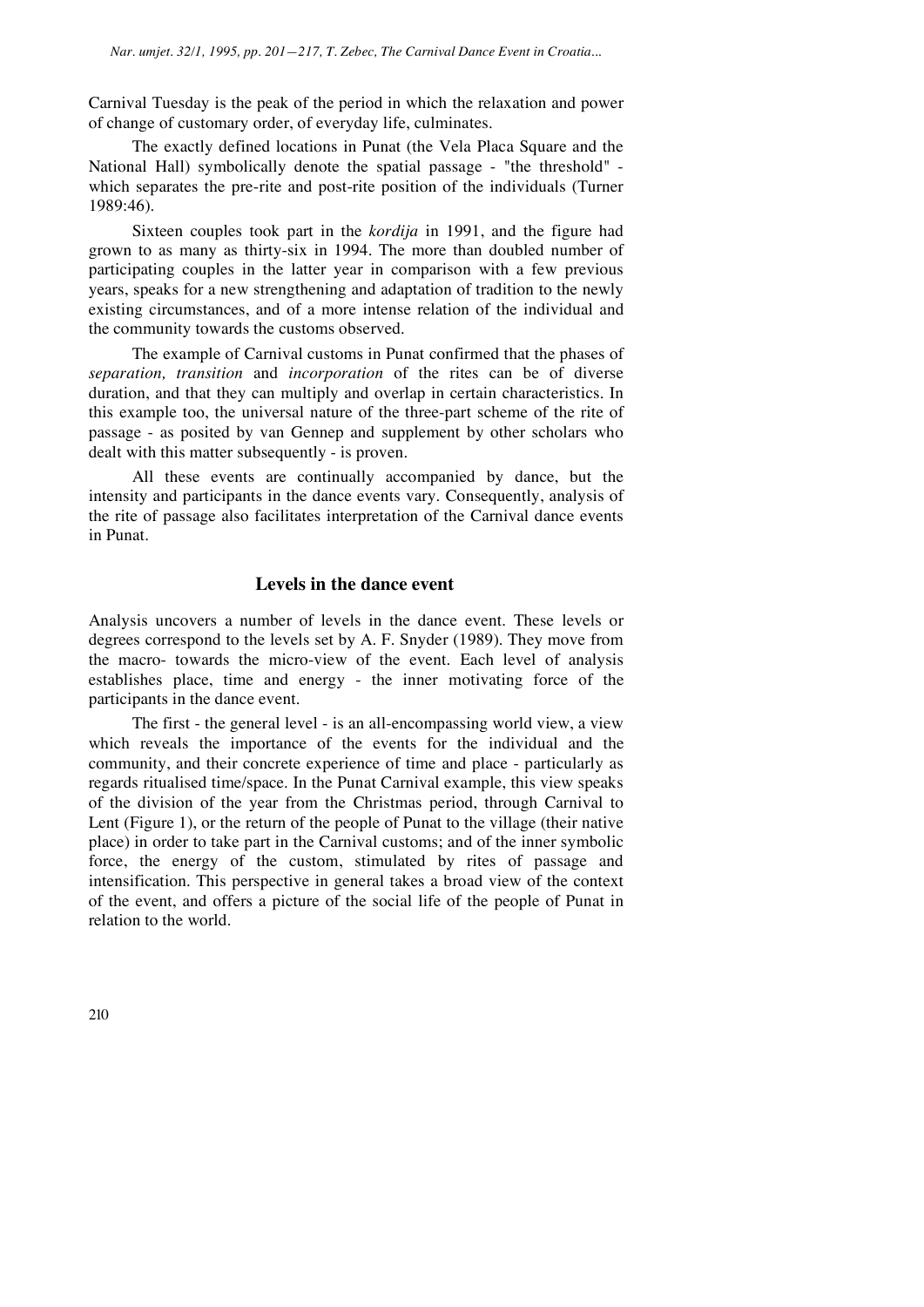Carnival Tuesday is the peak of the period in which the relaxation and power of change of customary order, of everyday life, culminates.

The exactly defined locations in Punat (the Vela Placa Square and the National Hall) symbolically denote the spatial passage - "the threshold" - which separates the pre-rite and post-rite position of the individuals (Turner 1989:46).

Sixteen couples took part in the *kordija* in 1991, and the figure had grown to as many as thirty-six in 1994. The more than doubled number of participating couples in the latter year in comparison with a few previous years, speaks for a new strengthening and adaptation of tradition to the newly existing circumstances, and of a more intense relation of the individual and the community towards the customs observed.

The example of Carnival customs in Punat confirmed that the phases of *separation, transition* and *incorporation* of the rites can be of diverse duration, and that they can multiply and overlap in certain characteristics. In this example too, the universal nature of the three-part scheme of the rite of passage - as posited by van Gennep and supplement by other scholars who dealt with this matter subsequently - is proven.

All these events are continually accompanied by dance, but the intensity and participants in the dance events vary. Consequently, analysis of the rite of passage also facilitates interpretation of the Carnival dance events in Punat.

## Levels in the dance event

Analysis uncovers a number of levels in the dance event. These levels or degrees correspond to the levels set by A. F. Snyder (1989). They move from the macro- towards the micro-view of the event. Each level of analysis establishes place, time and energy - the inner motivating force of the participants in the dance event.

The first - the general level - is an all-encompassing world view, a view which reveals the importance of the events for the individual and the community, and their concrete experience of time and place - particularly as regards ritualised time/space. In the Punat Carnival example, this view speaks of the division of the year from the Christmas period, through Carnival to Lent (Figure 1), or the return of the people of Punat to the village (their native place) in order to take part in the Carnival customs; and of the inner symbolic force, the energy of the custom, stimulated by rites of passage and intensification. This perspective in general takes a broad view of the context of the event, and offers a picture of the social life of the people of Punat in relation to the world.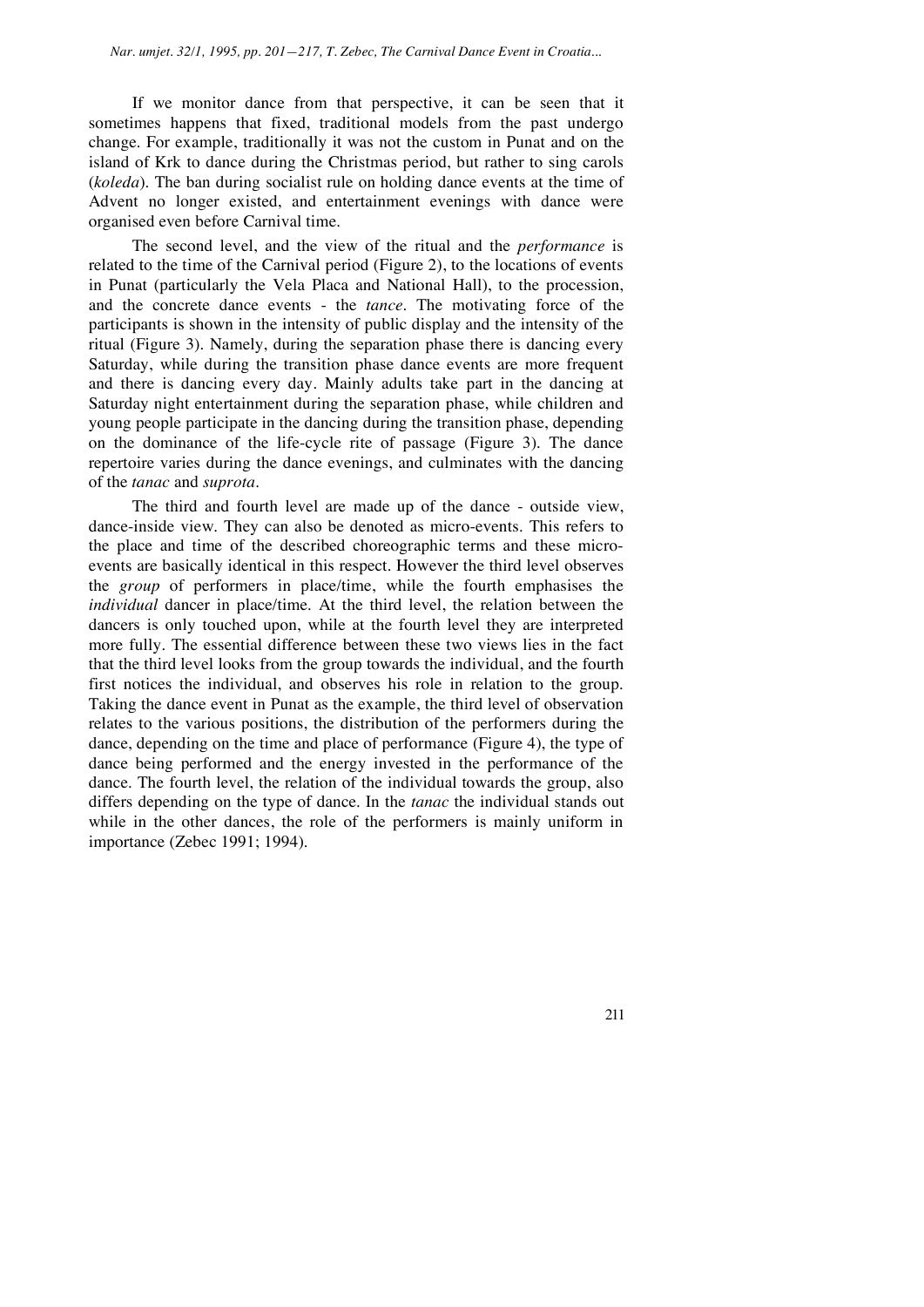If we monitor dance from that perspective, it can be seen that it sometimes happens that fixed, traditional models from the past undergo change. For example, traditionally it was not the custom in Punat and on the island of Krk to dance during the Christmas period, but rather to sing carols (*koleda*). The ban during socialist rule on holding dance events at the time of Advent no longer existed, and entertainment evenings with dance were organised even before Carnival time.

The second level, and the view of the ritual and the *performance* is related to the time of the Carnival period (Figure 2), to the locations of events in Punat (particularly the Vela Placa and National Hall), to the procession, and the concrete dance events - the *tance*. The motivating force of the participants is shown in the intensity of public display and the intensity of the ritual (Figure 3). Namely, during the separation phase there is dancing every Saturday, while during the transition phase dance events are more frequent and there is dancing every day. Mainly adults take part in the dancing at Saturday night entertainment during the separation phase, while children and young people participate in the dancing during the transition phase, depending on the dominance of the life-cycle rite of passage (Figure 3). The dance repertoire varies during the dance evenings, and culminates with the dancing of the *tanac* and *suprota*.

The third and fourth level are made up of the dance - outside view, dance-inside view. They can also be denoted as micro-events. This refers to the place and time of the described choreographic terms and these micro-events are basically identical in this respect. However the third level observes the *group* of performers in place/time, while the fourth emphasises the *individual* dancer in place/time. At the third level, the relation between the dancers is only touched upon, while at the fourth level they are interpreted more fully. The essential difference between these two views lies in the fact that the third level looks from the group towards the individual, and the fourth first notices the individual, and observes his role in relation to the group. Taking the dance event in Punat as the example, the third level of observation relates to the various positions, the distribution of the performers during the dance, depending on the time and place of performance (Figure 4), the type of dance being performed and the energy invested in the performance of the dance. The fourth level, the relation of the individual towards the group, also differs depending on the type of dance. In the *tanac* the individual stands out while in the other dances, the role of the performers is mainly uniform in importance (Zebec 1991; 1994).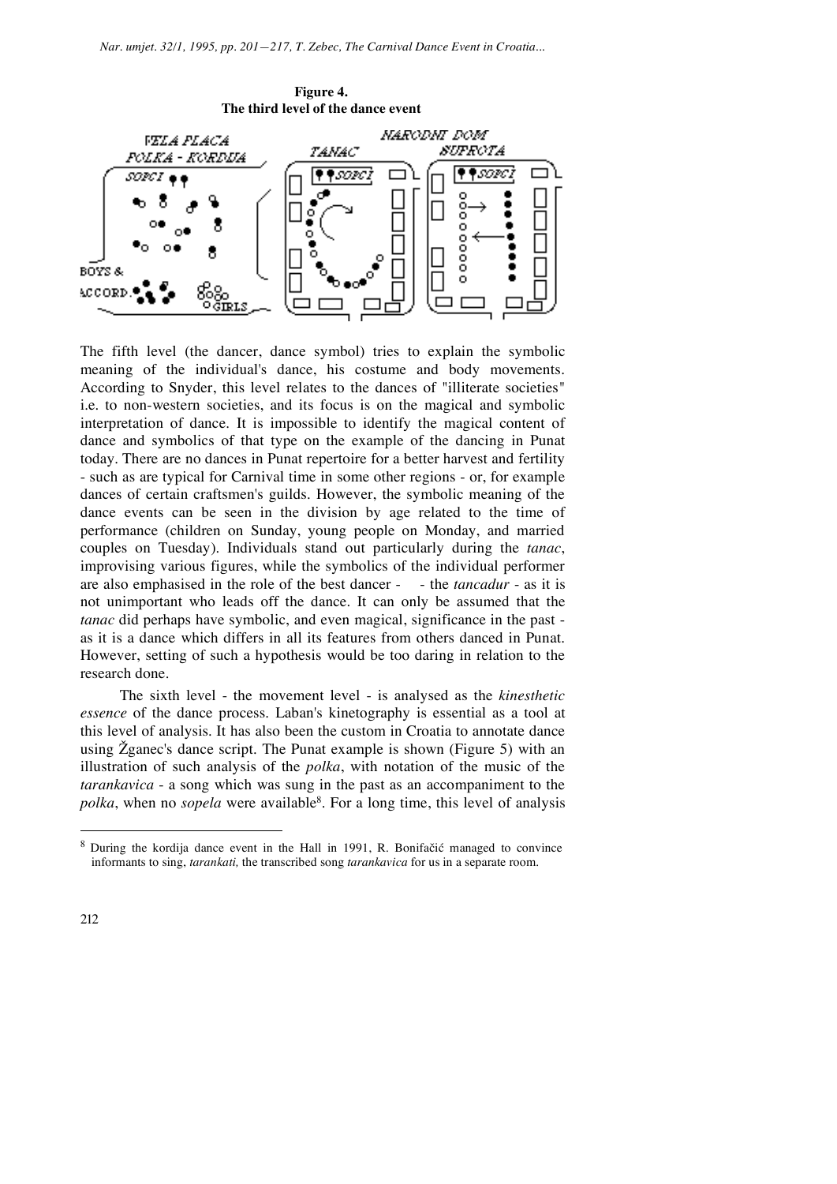**Figure 4.**
**The third level of the dance event**

The fifth level (the dancer, dance symbol) tries to explain the symbolic meaning of the individual's dance, his costume and body movements. According to Snyder, this level relates to the dances of "illiterate societies" i.e. to non-western societies, and its focus is on the magical and symbolic interpretation of dance. It is impossible to identify the magical content of dance and symbolics of that type on the example of the dancing in Punat today. There are no dances in Punat repertoire for a better harvest and fertility - such as are typical for Carnival time in some other regions - or, for example dances of certain craftsmen's guilds. However, the symbolic meaning of the dance events can be seen in the division by age related to the time of performance (children on Sunday, young people on Monday, and married couples on Tuesday). Individuals stand out particularly during the *tanac*, improvising various figures, while the symbolics of the individual performer are also emphasised in the role of the best dancer - - the *tancadur* - as it is not unimportant who leads off the dance. It can only be assumed that the *tanac* did perhaps have symbolic, and even magical, significance in the past - as it is a dance which differs in all its features from others danced in Punat. However, setting of such a hypothesis would be too daring in relation to the research done.

The sixth level - the movement level - is analysed as the *kinesthetic essence* of the dance process. Laban's kinetography is essential as a tool at this level of analysis. It has also been the custom in Croatia to annotate dance using Žganec's dance script. The Punat example is shown (Figure 5) with an illustration of such analysis of the *polka*, with notation of the music of the *tarankavica* - a song which was sung in the past as an accompaniment to the *polka*, when no *sopela* were available[8]. For a long time, this level of analysis

---

[8] During the kordija dance event in the Hall in 1991, R. Bonifačić managed to convince informants to sing, *tarankati,* the transcribed song *tarankavica* for us in a separate room.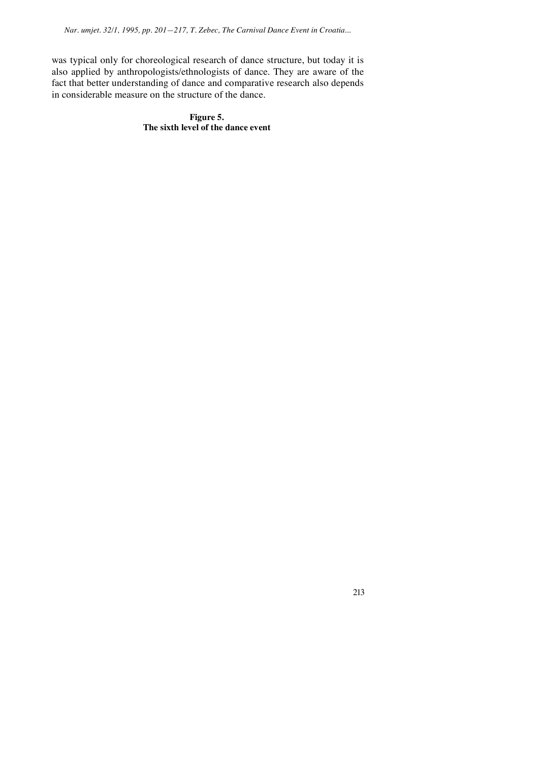was typical only for choreological research of dance structure, but today it is also applied by anthropologists/ethnologists of dance. They are aware of the fact that better understanding of dance and comparative research also depends in considerable measure on the structure of the dance.

**Figure 5.**
**The sixth level of the dance event**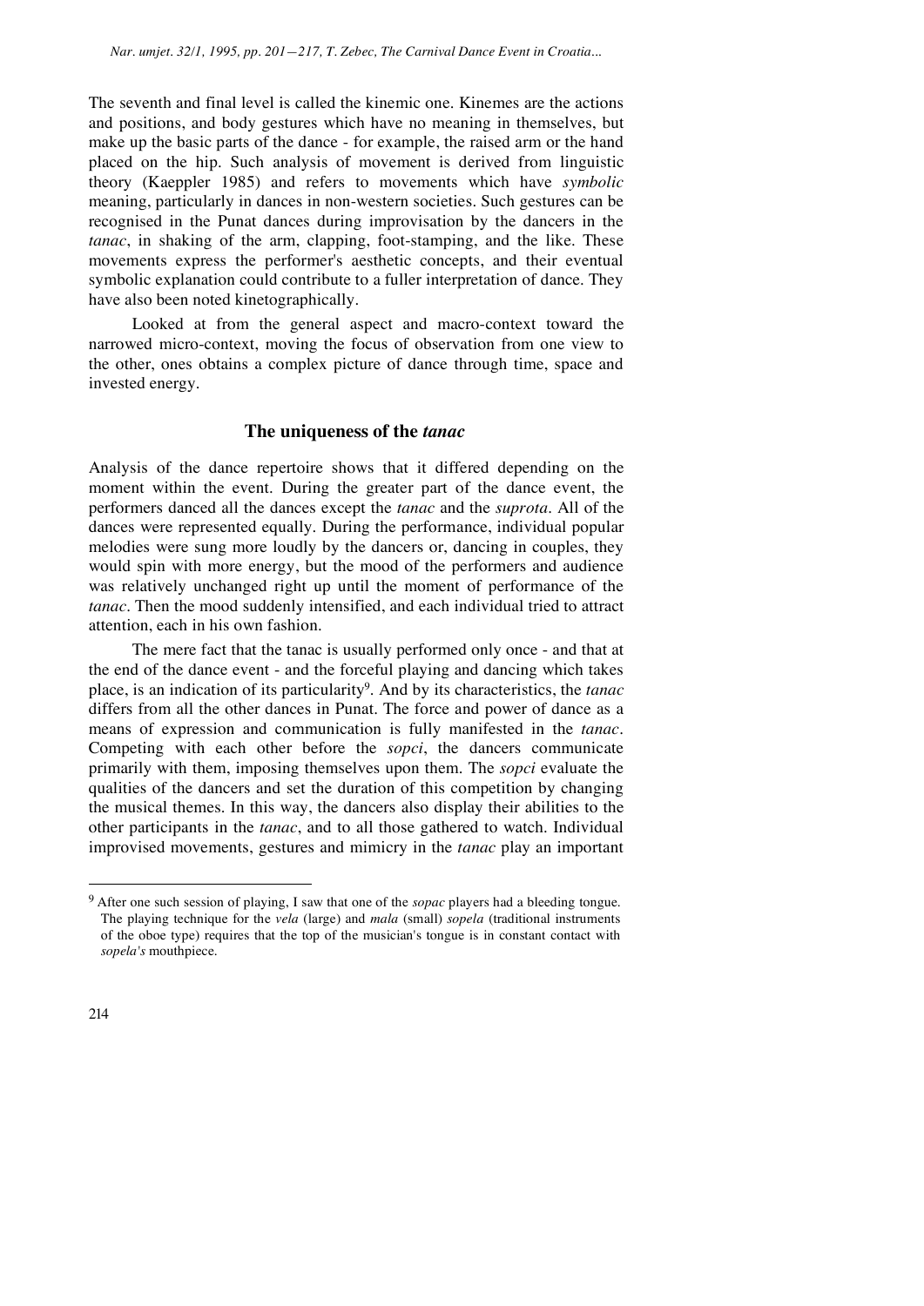The seventh and final level is called the kinemic one. Kinemes are the actions and positions, and body gestures which have no meaning in themselves, but make up the basic parts of the dance - for example, the raised arm or the hand placed on the hip. Such analysis of movement is derived from linguistic theory (Kaeppler 1985) and refers to movements which have *symbolic* meaning, particularly in dances in non-western societies. Such gestures can be recognised in the Punat dances during improvisation by the dancers in the *tanac*, in shaking of the arm, clapping, foot-stamping, and the like. These movements express the performer's aesthetic concepts, and their eventual symbolic explanation could contribute to a fuller interpretation of dance. They have also been noted kinetographically.

Looked at from the general aspect and macro-context toward the narrowed micro-context, moving the focus of observation from one view to the other, ones obtains a complex picture of dance through time, space and invested energy.

## The uniqueness of the *tanac*

Analysis of the dance repertoire shows that it differed depending on the moment within the event. During the greater part of the dance event, the performers danced all the dances except the *tanac* and the *suprota*. All of the dances were represented equally. During the performance, individual popular melodies were sung more loudly by the dancers or, dancing in couples, they would spin with more energy, but the mood of the performers and audience was relatively unchanged right up until the moment of performance of the *tanac*. Then the mood suddenly intensified, and each individual tried to attract attention, each in his own fashion.

The mere fact that the tanac is usually performed only once - and that at the end of the dance event - and the forceful playing and dancing which takes place, is an indication of its particularity[9]. And by its characteristics, the *tanac* differs from all the other dances in Punat. The force and power of dance as a means of expression and communication is fully manifested in the *tanac*. Competing with each other before the *sopci*, the dancers communicate primarily with them, imposing themselves upon them. The *sopci* evaluate the qualities of the dancers and set the duration of this competition by changing the musical themes. In this way, the dancers also display their abilities to the other participants in the *tanac*, and to all those gathered to watch. Individual improvised movements, gestures and mimicry in the *tanac* play an important

[9] After one such session of playing, I saw that one of the *sopac* players had a bleeding tongue. The playing technique for the *vela* (large) and *mala* (small) *sopela* (traditional instruments of the oboe type) requires that the top of the musician's tongue is in constant contact with *sopela's* mouthpiece.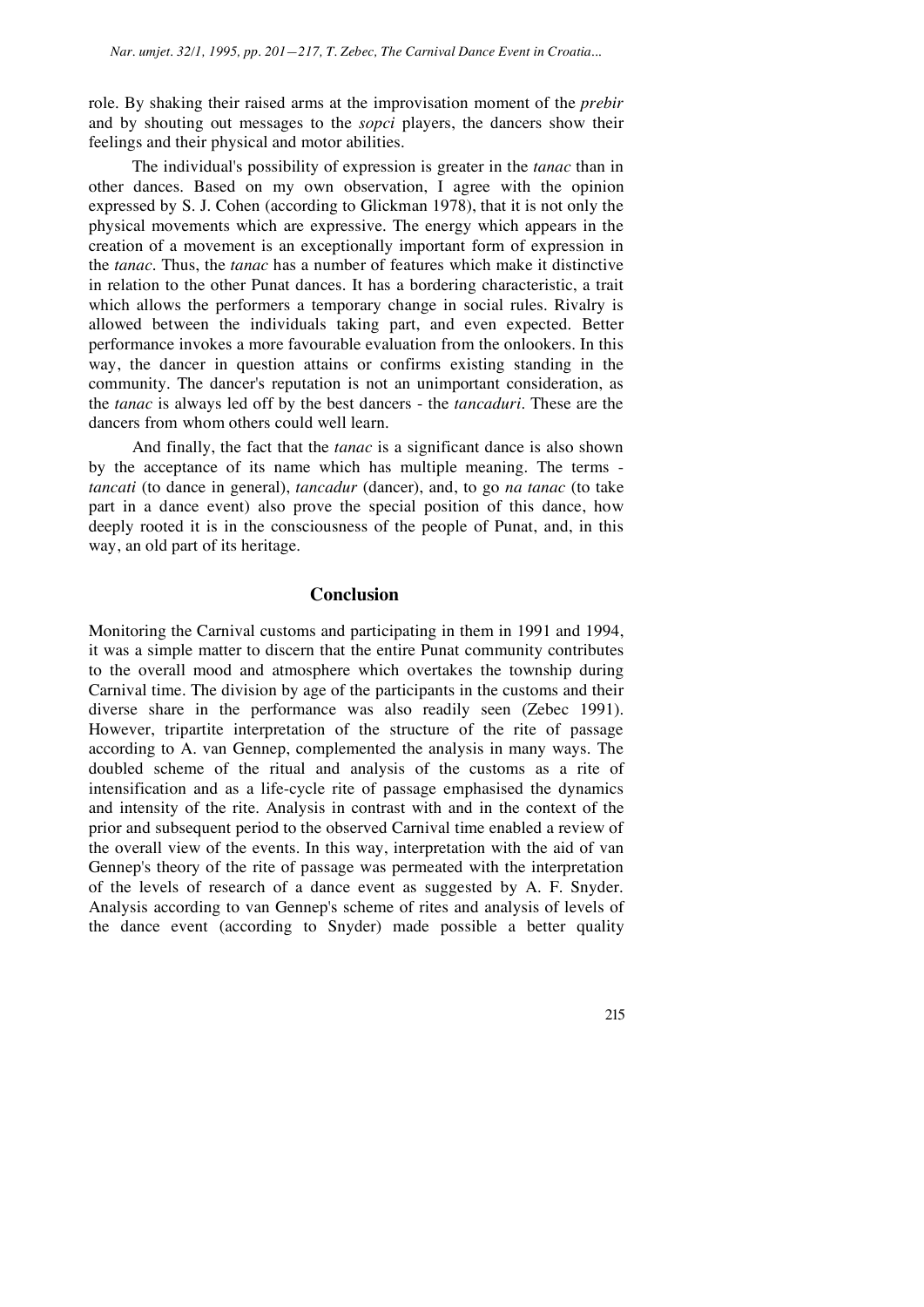role. By shaking their raised arms at the improvisation moment of the *prebir* and by shouting out messages to the *sopci* players, the dancers show their feelings and their physical and motor abilities.

The individual's possibility of expression is greater in the *tanac* than in other dances. Based on my own observation, I agree with the opinion expressed by S. J. Cohen (according to Glickman 1978), that it is not only the physical movements which are expressive. The energy which appears in the creation of a movement is an exceptionally important form of expression in the *tanac*. Thus, the *tanac* has a number of features which make it distinctive in relation to the other Punat dances. It has a bordering characteristic, a trait which allows the performers a temporary change in social rules. Rivalry is allowed between the individuals taking part, and even expected. Better performance invokes a more favourable evaluation from the onlookers. In this way, the dancer in question attains or confirms existing standing in the community. The dancer's reputation is not an unimportant consideration, as the *tanac* is always led off by the best dancers - the *tancaduri*. These are the dancers from whom others could well learn.

And finally, the fact that the *tanac* is a significant dance is also shown by the acceptance of its name which has multiple meaning. The terms - *tancati* (to dance in general), *tancadur* (dancer), and, to go *na tanac* (to take part in a dance event) also prove the special position of this dance, how deeply rooted it is in the consciousness of the people of Punat, and, in this way, an old part of its heritage.

## Conclusion

Monitoring the Carnival customs and participating in them in 1991 and 1994, it was a simple matter to discern that the entire Punat community contributes to the overall mood and atmosphere which overtakes the township during Carnival time. The division by age of the participants in the customs and their diverse share in the performance was also readily seen (Zebec 1991). However, tripartite interpretation of the structure of the rite of passage according to A. van Gennep, complemented the analysis in many ways. The doubled scheme of the ritual and analysis of the customs as a rite of intensification and as a life-cycle rite of passage emphasised the dynamics and intensity of the rite. Analysis in contrast with and in the context of the prior and subsequent period to the observed Carnival time enabled a review of the overall view of the events. In this way, interpretation with the aid of van Gennep's theory of the rite of passage was permeated with the interpretation of the levels of research of a dance event as suggested by A. F. Snyder. Analysis according to van Gennep's scheme of rites and analysis of levels of the dance event (according to Snyder) made possible a better quality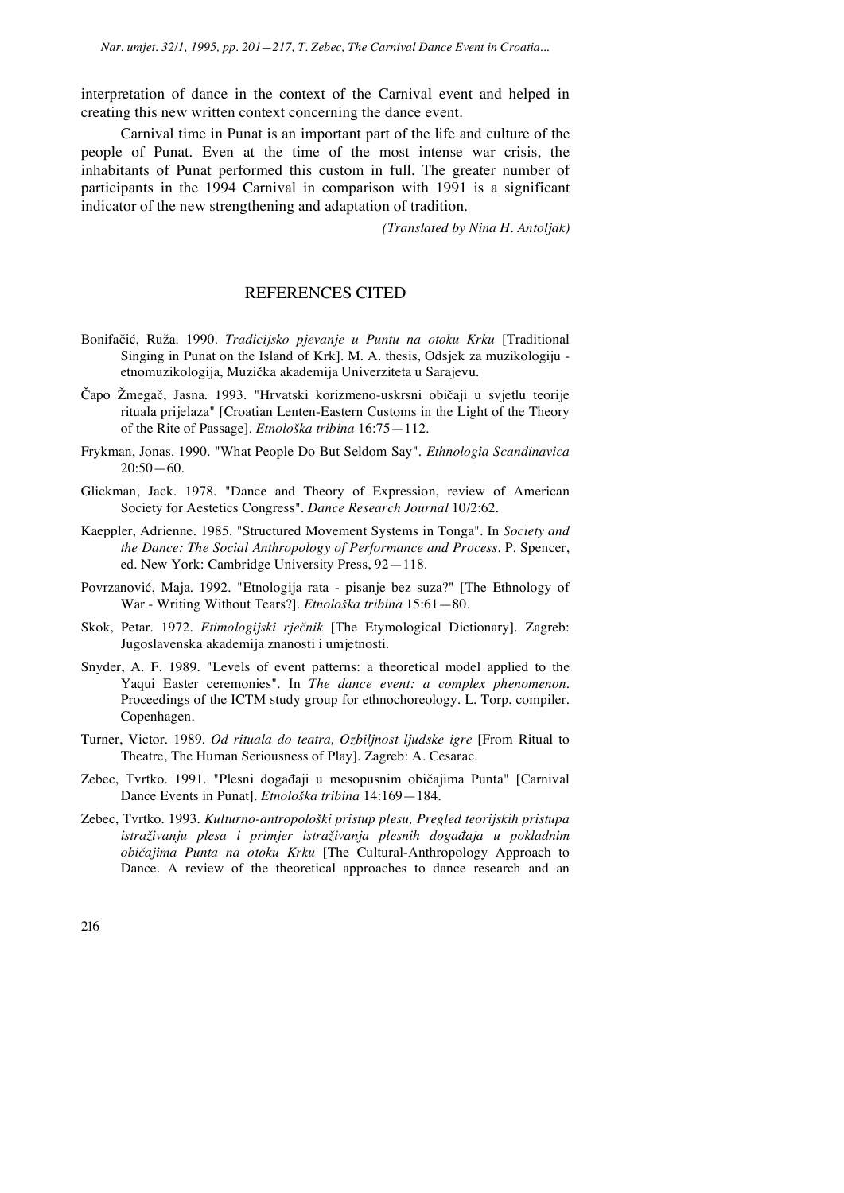interpretation of dance in the context of the Carnival event and helped in creating this new written context concerning the dance event.

Carnival time in Punat is an important part of the life and culture of the people of Punat. Even at the time of the most intense war crisis, the inhabitants of Punat performed this custom in full. The greater number of participants in the 1994 Carnival in comparison with 1991 is a significant indicator of the new strengthening and adaptation of tradition.

*(Translated by Nina H. Antoljak)*

## REFERENCES CITED

Bonifačić, Ruža. 1990. *Tradicijsko pjevanje u Puntu na otoku Krku* [Traditional Singing in Punat on the Island of Krk]. M. A. thesis, Odsjek za muzikologiju - etnomuzikologija, Muzička akademija Univerziteta u Sarajevu.

Čapo Žmegač, Jasna. 1993. "Hrvatski korizmeno-uskrsni običaji u svjetlu teorije rituala prijelaza" [Croatian Lenten-Eastern Customs in the Light of the Theory of the Rite of Passage]. *Etnološka tribina* 16:75—112.

Frykman, Jonas. 1990. "What People Do But Seldom Say". *Ethnologia Scandinavica* 20:50—60.

Glickman, Jack. 1978. "Dance and Theory of Expression, review of American Society for Aestetics Congress". *Dance Research Journal* 10/2:62.

Kaeppler, Adrienne. 1985. "Structured Movement Systems in Tonga". In *Society and the Dance: The Social Anthropology of Performance and Process*. P. Spencer, ed. New York: Cambridge University Press, 92—118.

Povrzanović, Maja. 1992. "Etnologija rata - pisanje bez suza?" [The Ethnology of War - Writing Without Tears?]. *Etnološka tribina* 15:61—80.

Skok, Petar. 1972. *Etimologijski rječnik* [The Etymological Dictionary]. Zagreb: Jugoslavenska akademija znanosti i umjetnosti.

Snyder, A. F. 1989. "Levels of event patterns: a theoretical model applied to the Yaqui Easter ceremonies". In *The dance event: a complex phenomenon*. Proceedings of the ICTM study group for ethnochoreology. L. Torp, compiler. Copenhagen.

Turner, Victor. 1989. *Od rituala do teatra, Ozbiljnost ljudske igre* [From Ritual to Theatre, The Human Seriousness of Play]. Zagreb: A. Cesarac.

Zebec, Tvrtko. 1991. "Plesni događaji u mesopusnim običajima Punta" [Carnival Dance Events in Punat]. *Etnološka tribina* 14:169—184.

Zebec, Tvrtko. 1993. *Kulturno-antropološki pristup plesu, Pregled teorijskih pristupa istraživanju plesa i primjer istraživanja plesnih događaja u pokladnim običajima Punta na otoku Krku* [The Cultural-Anthropology Approach to Dance. A review of the theoretical approaches to dance research and an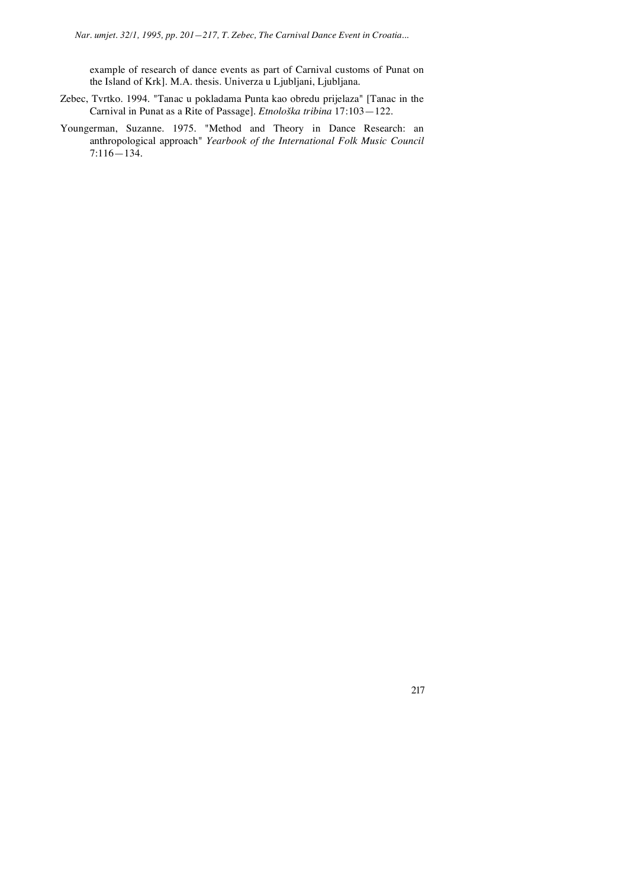example of research of dance events as part of Carnival customs of Punat on the Island of Krk]. M.A. thesis. Univerza u Ljubljani, Ljubljana.

Zebec, Tvrtko. 1994. "Tanac u pokladama Punta kao obredu prijelaza" [Tanac in the Carnival in Punat as a Rite of Passage]. *Etnološka tribina* 17:103—122.

Youngerman, Suzanne. 1975. "Method and Theory in Dance Research: an anthropological approach" *Yearbook of the International Folk Music Council* 7:116—134.